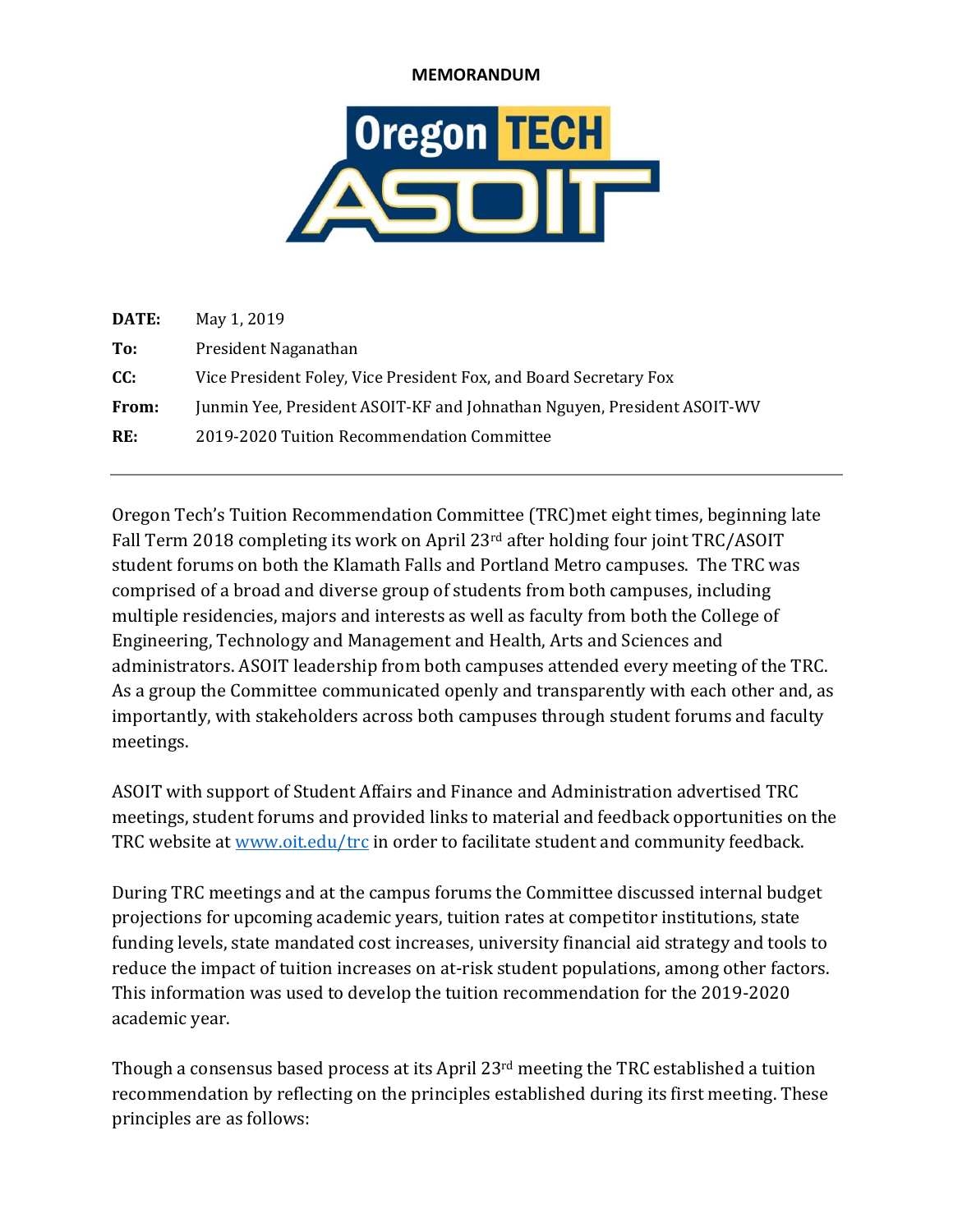**MEMORANDUM**

| | |
|---|---|
| **DATE:** | May 1, 2019 |
| **To:** | President Naganathan |
| **CC:** | Vice President Foley, Vice President Fox, and Board Secretary Fox |
| **From:** | Junmin Yee, President ASOIT-KF and Johnathan Nguyen, President ASOIT-WV |
| **RE:** | 2019-2020 Tuition Recommendation Committee |

---

Oregon Tech's Tuition Recommendation Committee (TRC)met eight times, beginning late Fall Term 2018 completing its work on April 23rd after holding four joint TRC/ASOIT student forums on both the Klamath Falls and Portland Metro campuses. The TRC was comprised of a broad and diverse group of students from both campuses, including multiple residencies, majors and interests as well as faculty from both the College of Engineering, Technology and Management and Health, Arts and Sciences and administrators. ASOIT leadership from both campuses attended every meeting of the TRC. As a group the Committee communicated openly and transparently with each other and, as importantly, with stakeholders across both campuses through student forums and faculty meetings.

ASOIT with support of Student Affairs and Finance and Administration advertised TRC meetings, student forums and provided links to material and feedback opportunities on the TRC website at [www.oit.edu/trc](www.oit.edu/trc) in order to facilitate student and community feedback.

During TRC meetings and at the campus forums the Committee discussed internal budget projections for upcoming academic years, tuition rates at competitor institutions, state funding levels, state mandated cost increases, university financial aid strategy and tools to reduce the impact of tuition increases on at-risk student populations, among other factors. This information was used to develop the tuition recommendation for the 2019-2020 academic year.

Though a consensus based process at its April 23rd meeting the TRC established a tuition recommendation by reflecting on the principles established during its first meeting. These principles are as follows: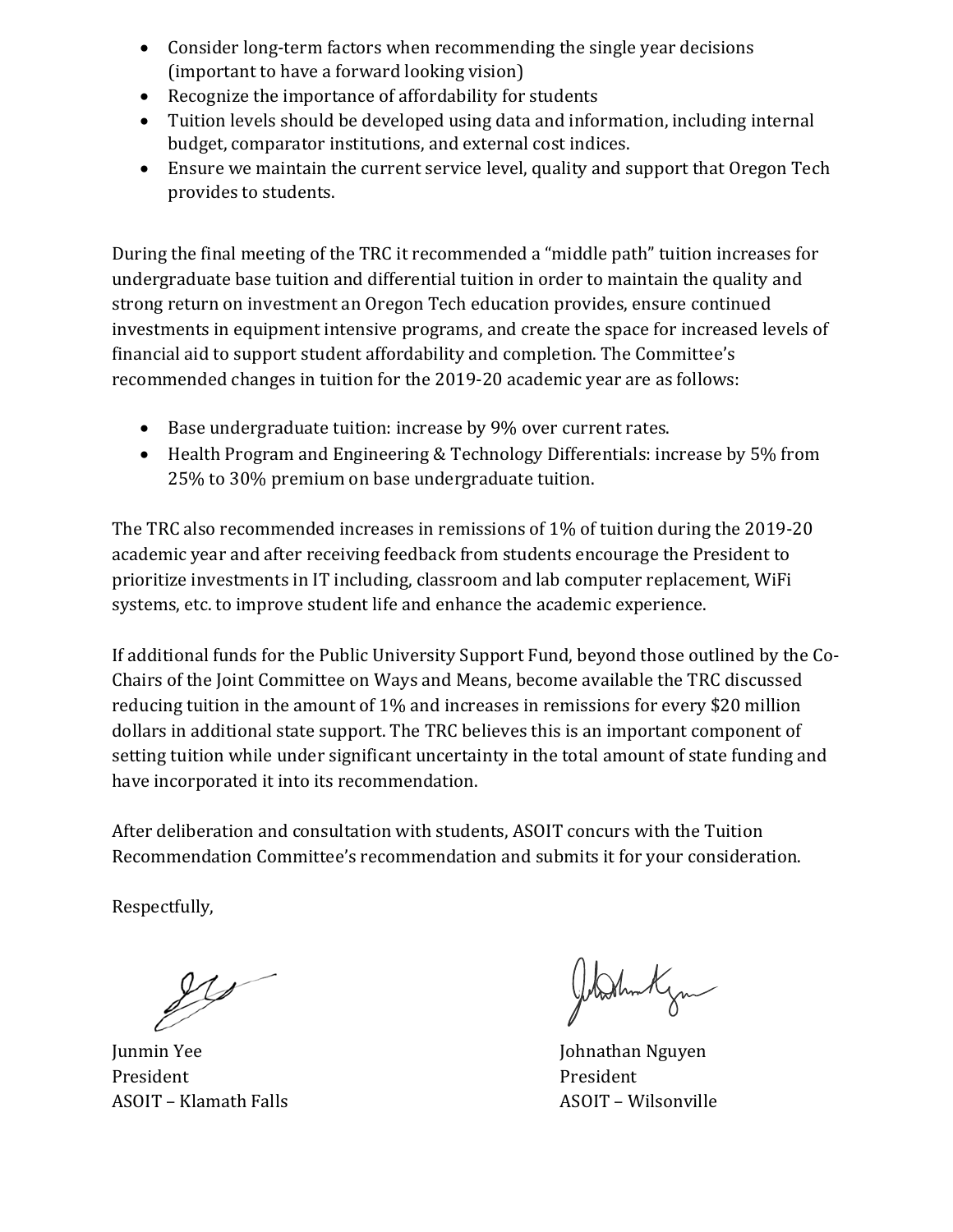- Consider long-term factors when recommending the single year decisions (important to have a forward looking vision)
- Recognize the importance of affordability for students
- Tuition levels should be developed using data and information, including internal budget, comparator institutions, and external cost indices.
- Ensure we maintain the current service level, quality and support that Oregon Tech provides to students.

During the final meeting of the TRC it recommended a "middle path" tuition increases for undergraduate base tuition and differential tuition in order to maintain the quality and strong return on investment an Oregon Tech education provides, ensure continued investments in equipment intensive programs, and create the space for increased levels of financial aid to support student affordability and completion. The Committee's recommended changes in tuition for the 2019-20 academic year are as follows:

- Base undergraduate tuition: increase by 9% over current rates.
- Health Program and Engineering & Technology Differentials: increase by 5% from 25% to 30% premium on base undergraduate tuition.

The TRC also recommended increases in remissions of 1% of tuition during the 2019-20 academic year and after receiving feedback from students encourage the President to prioritize investments in IT including, classroom and lab computer replacement, WiFi systems, etc. to improve student life and enhance the academic experience.

If additional funds for the Public University Support Fund, beyond those outlined by the Co-Chairs of the Joint Committee on Ways and Means, become available the TRC discussed reducing tuition in the amount of 1% and increases in remissions for every $20 million dollars in additional state support. The TRC believes this is an important component of setting tuition while under significant uncertainty in the total amount of state funding and have incorporated it into its recommendation.

After deliberation and consultation with students, ASOIT concurs with the Tuition Recommendation Committee's recommendation and submits it for your consideration.

Respectfully,

Junmin Yee
President
ASOIT – Klamath Falls

Johnathan Nguyen
President
ASOIT – Wilsonville